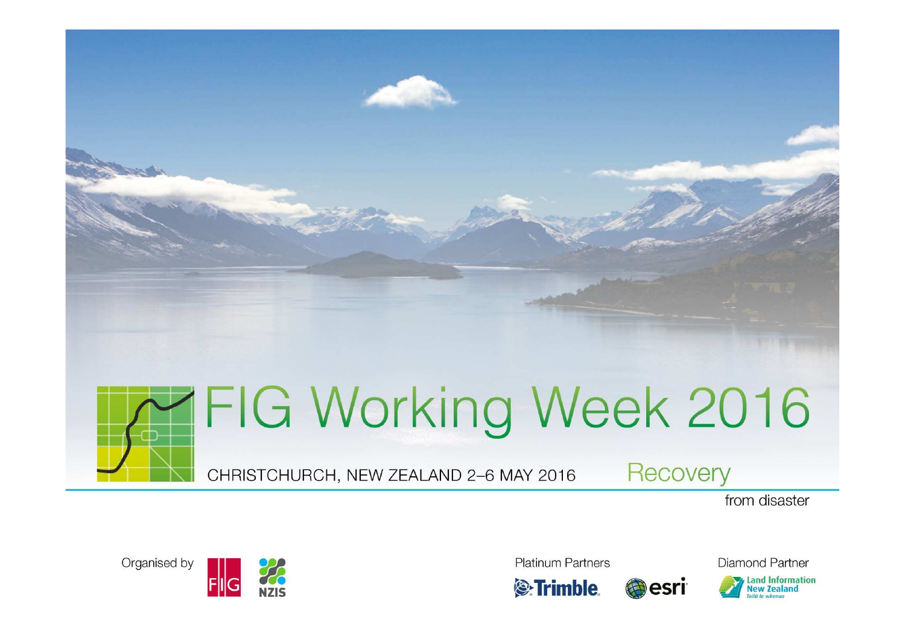# FIG Working Week 2016

CHRISTCHURCH, NEW ZEALAND 2–6 MAY 2016

Recovery from disaster

Organised by FIG NZIS

Platinum Partners Trimble esri

Diamond Partner Land Information New Zealand Toitū te whenua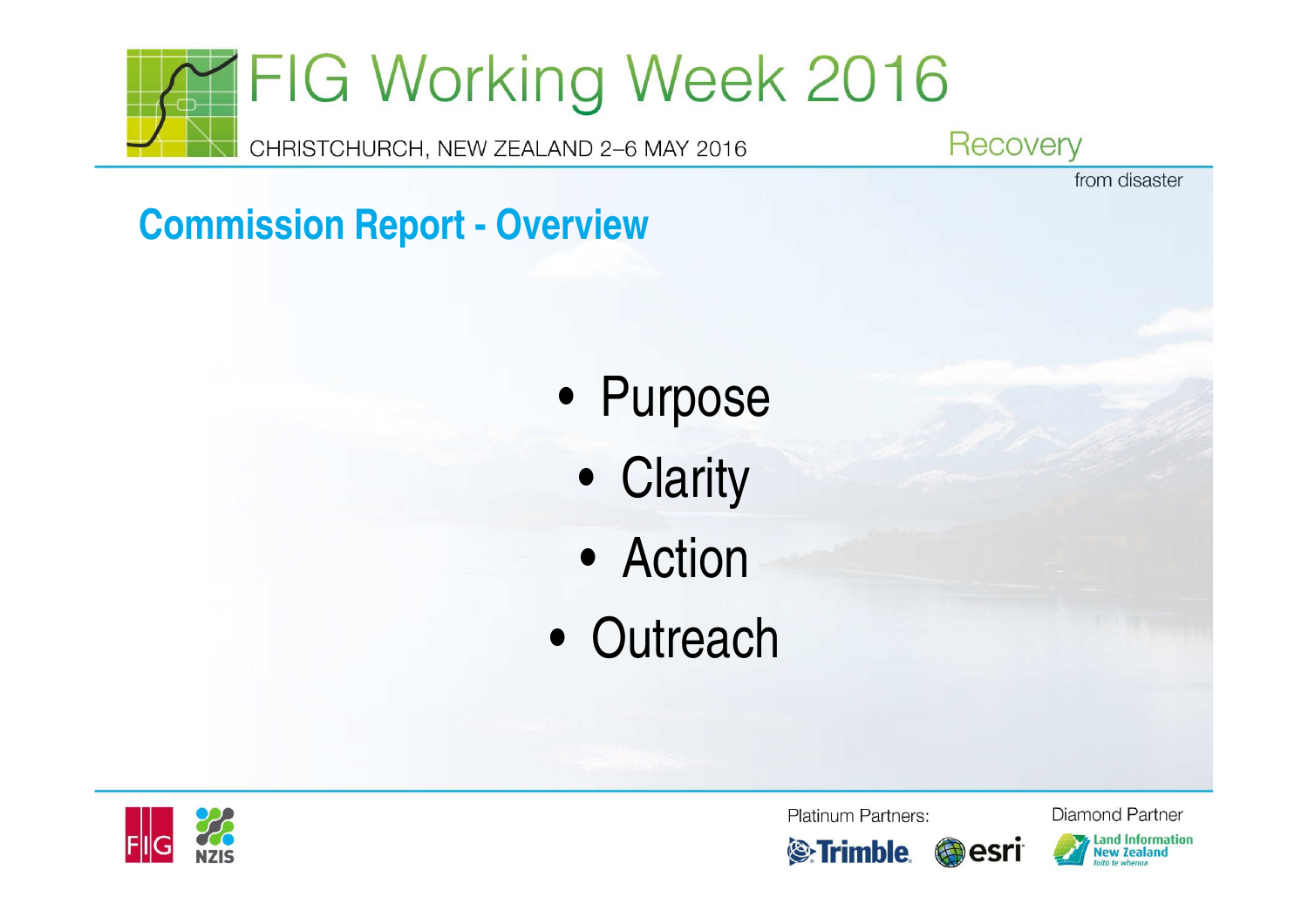## Commission Report - Overview

- Purpose
- Clarity
- Action
- Outreach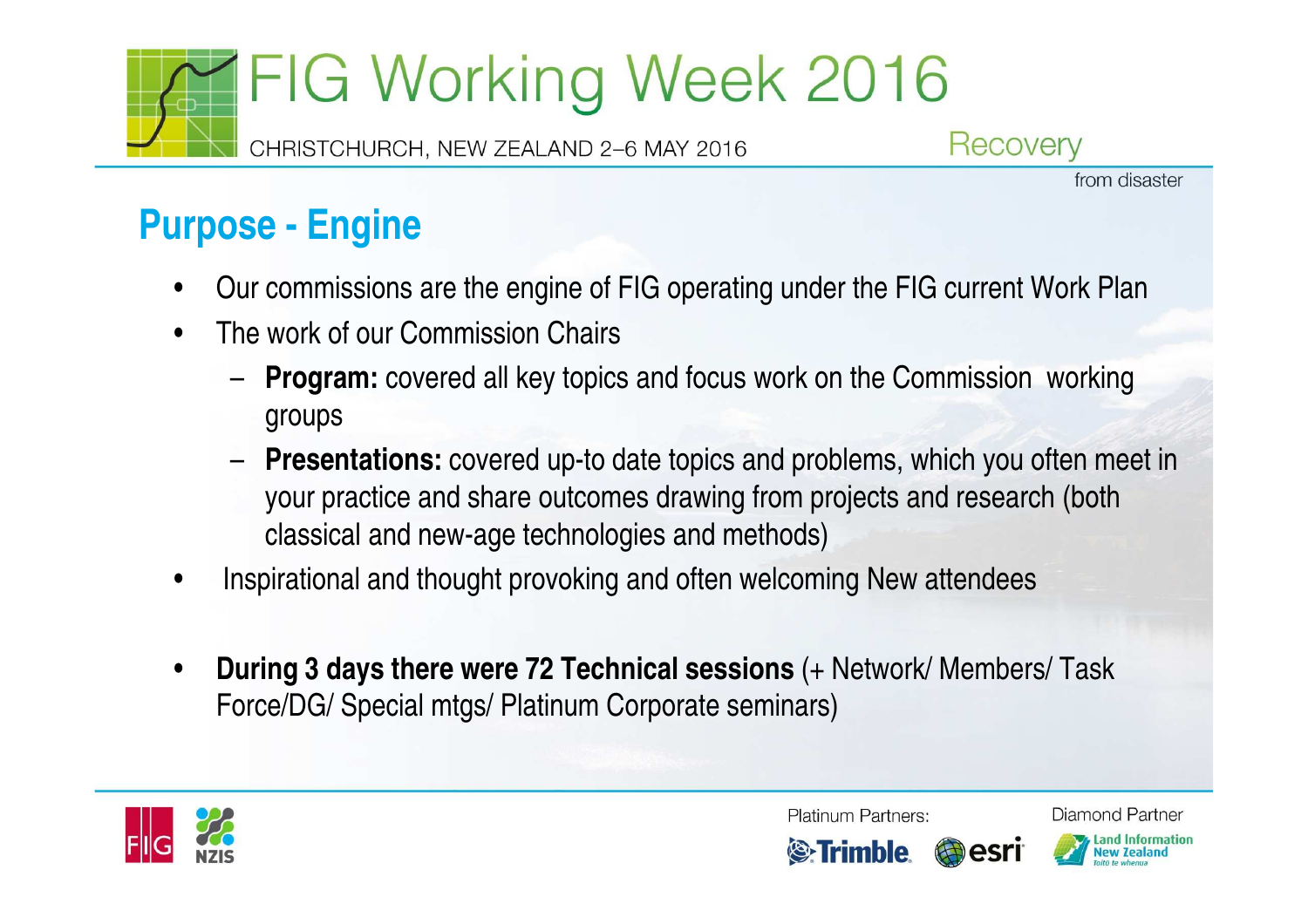## Purpose - Engine

- Our commissions are the engine of FIG operating under the FIG current Work Plan
- The work of our Commission Chairs
  - **Program:** covered all key topics and focus work on the Commission working groups
  - **Presentations:** covered up-to date topics and problems, which you often meet in your practice and share outcomes drawing from projects and research (both classical and new-age technologies and methods)
- Inspirational and thought provoking and often welcoming New attendees
- **During 3 days there were 72 Technical sessions** (+ Network/ Members/ Task Force/DG/ Special mtgs/ Platinum Corporate seminars)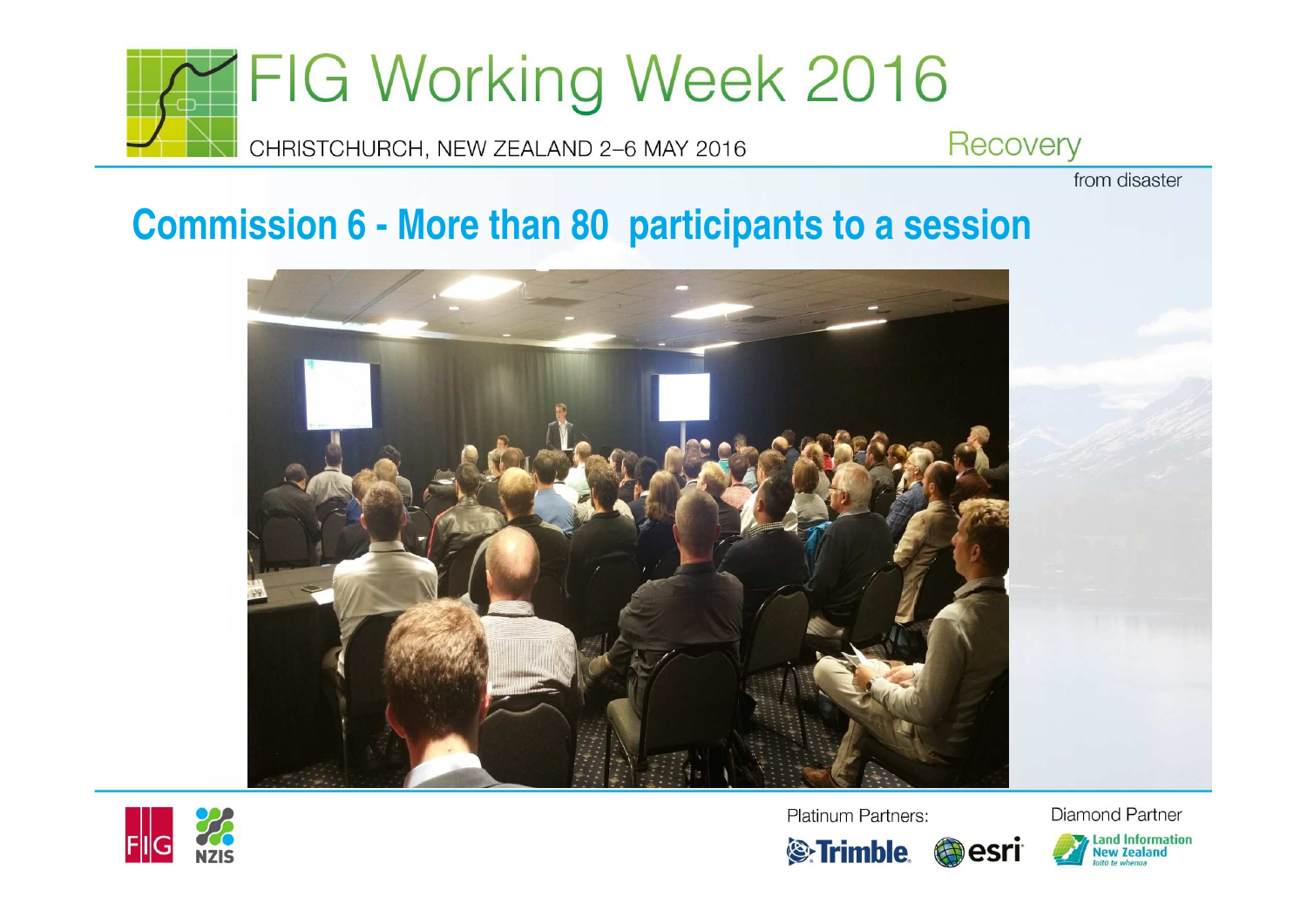## Commission 6 - More than 80 participants to a session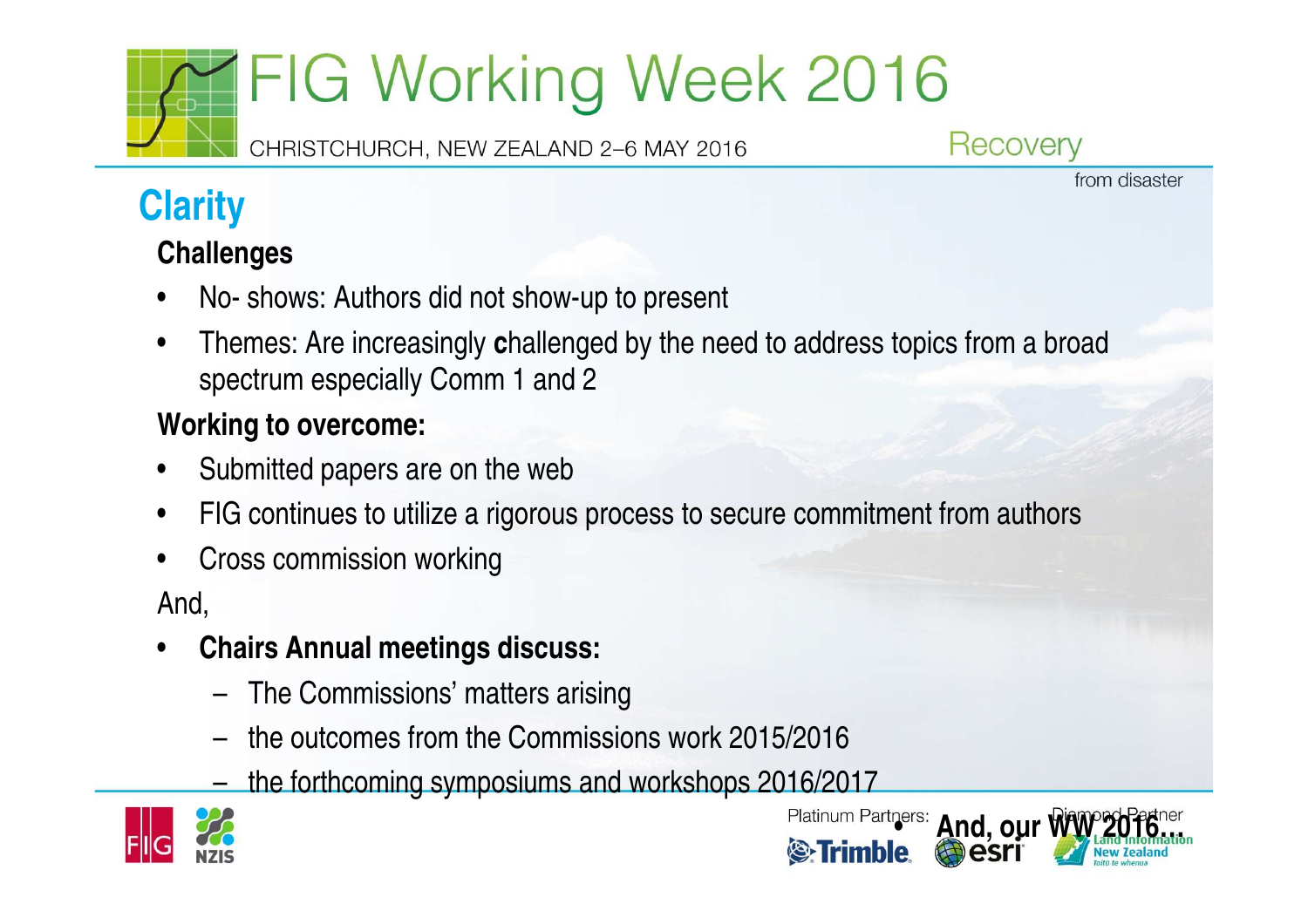# Clarity

**Challenges**

- No- shows: Authors did not show-up to present
- Themes: Are increasingly **c**hallenged by the need to address topics from a broad spectrum especially Comm 1 and 2

**Working to overcome:**

- Submitted papers are on the web
- FIG continues to utilize a rigorous process to secure commitment from authors
- Cross commission working

And,

- **Chairs Annual meetings discuss:**
  - The Commissions' matters arising
  - the outcomes from the Commissions work 2015/2016
  - the forthcoming symposiums and workshops 2016/2017
- **And, our WW 2016…**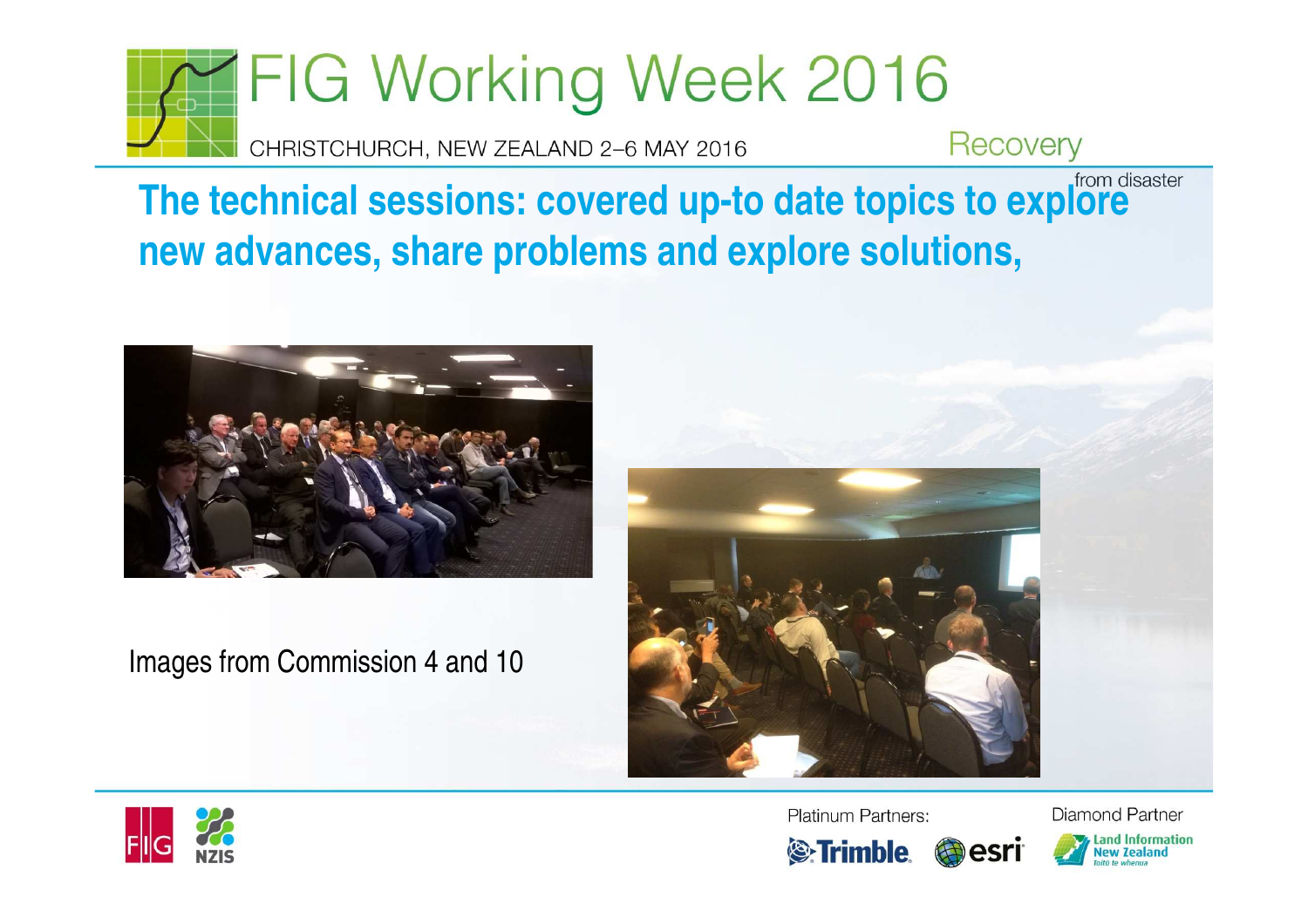**The technical sessions: covered up-to date topics to explore new advances, share problems and explore solutions,**

Images from Commission 4 and 10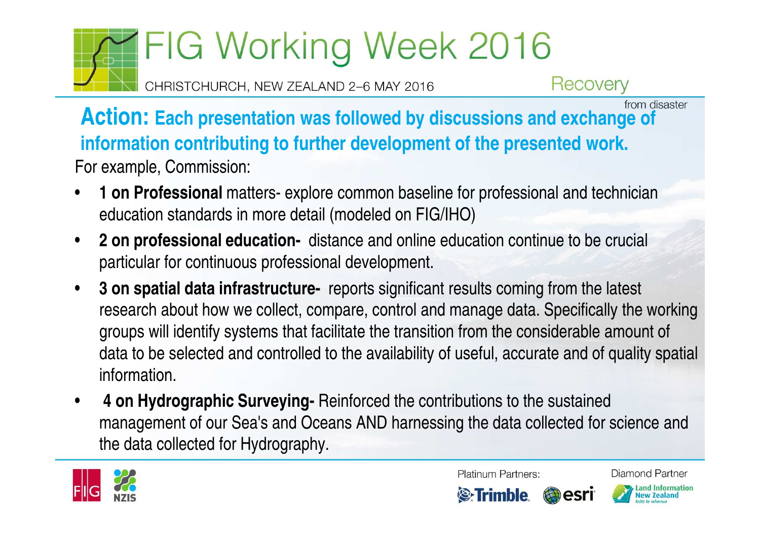**Action: Each presentation was followed by discussions and exchange of information contributing to further development of the presented work.**

For example, Commission:

- **1 on Professional** matters- explore common baseline for professional and technician education standards in more detail (modeled on FIG/IHO)
- **2 on professional education-** distance and online education continue to be crucial particular for continuous professional development.
- **3 on spatial data infrastructure-** reports significant results coming from the latest research about how we collect, compare, control and manage data. Specifically the working groups will identify systems that facilitate the transition from the considerable amount of data to be selected and controlled to the availability of useful, accurate and of quality spatial information.
- **4 on Hydrographic Surveying-** Reinforced the contributions to the sustained management of our Sea's and Oceans AND harnessing the data collected for science and the data collected for Hydrography.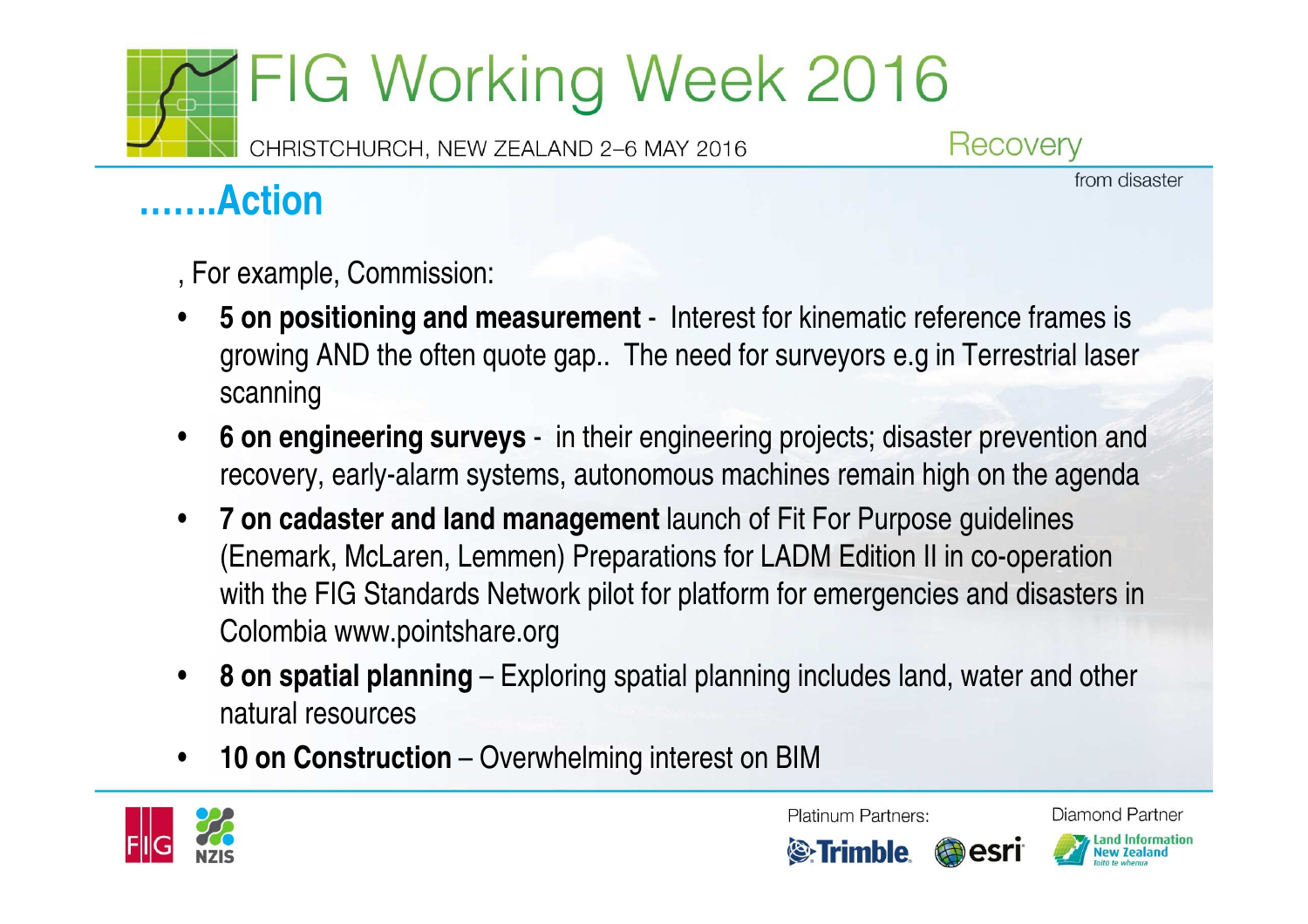# …….Action

, For example, Commission:

- **5 on positioning and measurement** - Interest for kinematic reference frames is growing AND the often quote gap.. The need for surveyors e.g in Terrestrial laser scanning
- **6 on engineering surveys** - in their engineering projects; disaster prevention and recovery, early-alarm systems, autonomous machines remain high on the agenda
- **7 on cadaster and land management** launch of Fit For Purpose guidelines (Enemark, McLaren, Lemmen) Preparations for LADM Edition II in co-operation with the FIG Standards Network pilot for platform for emergencies and disasters in Colombia www.pointshare.org
- **8 on spatial planning** – Exploring spatial planning includes land, water and other natural resources
- **10 on Construction** – Overwhelming interest on BIM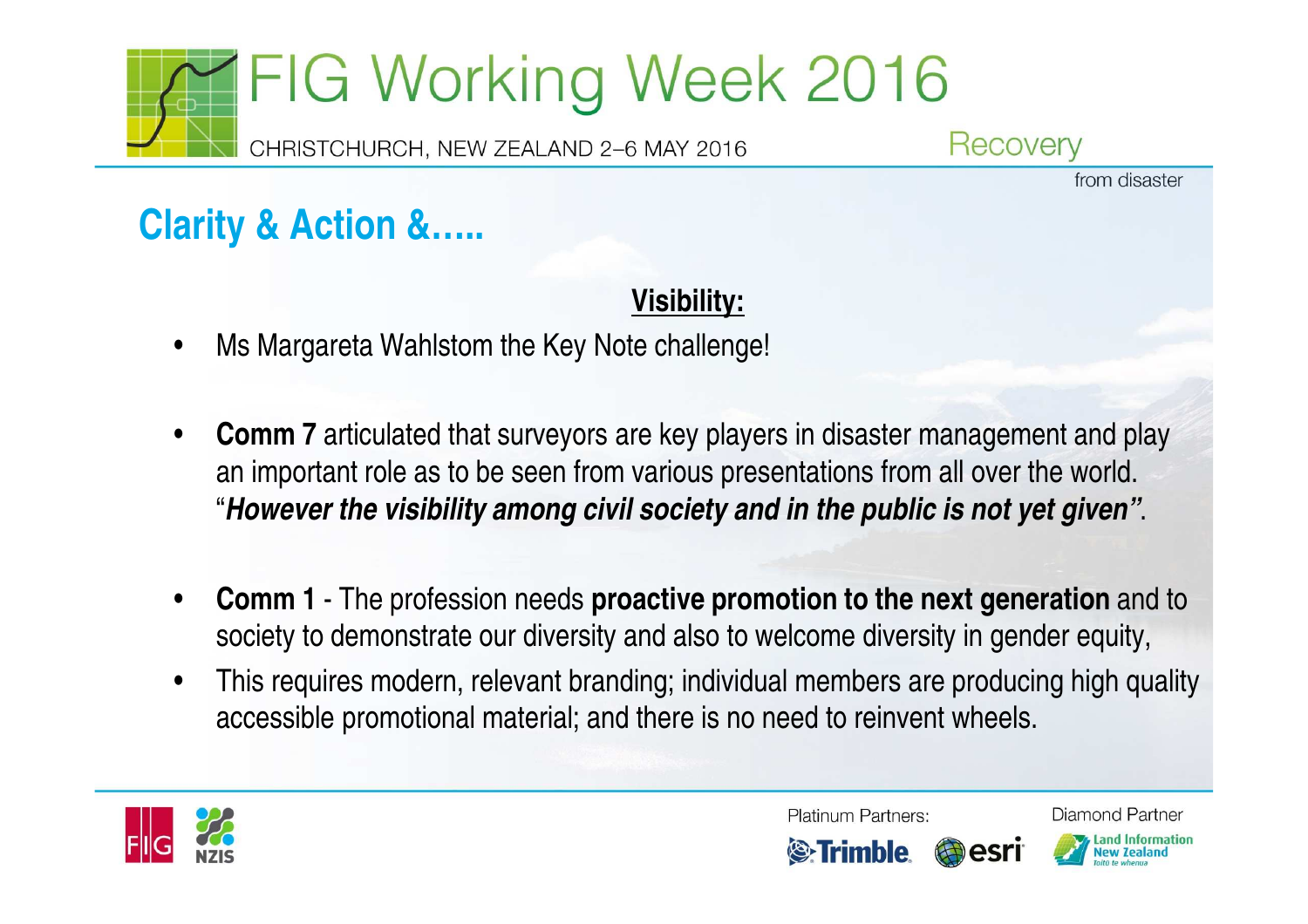## Clarity & Action &.....

**Visibility:**

- Ms Margareta Wahlstom the Key Note challenge!
- **Comm 7** articulated that surveyors are key players in disaster management and play an important role as to be seen from various presentations from all over the world. "***However the visibility among civil society and in the public is not yet given"***.
- **Comm 1** - The profession needs **proactive promotion to the next generation** and to society to demonstrate our diversity and also to welcome diversity in gender equity,
- This requires modern, relevant branding; individual members are producing high quality accessible promotional material; and there is no need to reinvent wheels.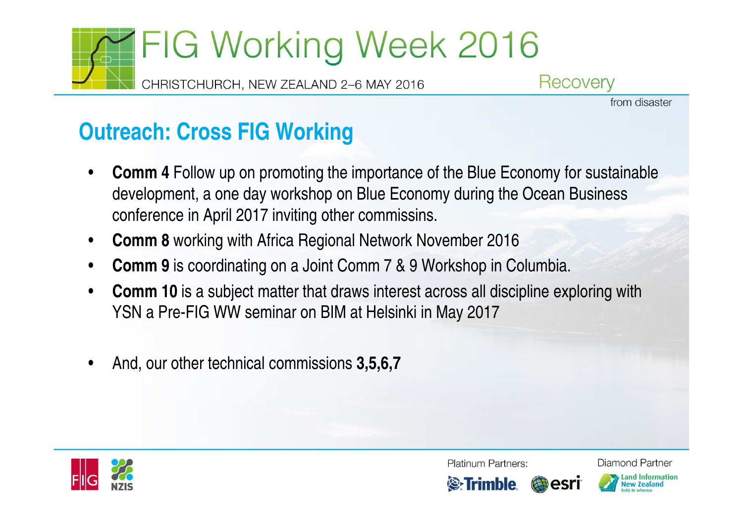## Outreach: Cross FIG Working

- **Comm 4** Follow up on promoting the importance of the Blue Economy for sustainable development, a one day workshop on Blue Economy during the Ocean Business conference in April 2017 inviting other commissins.
- **Comm 8** working with Africa Regional Network November 2016
- **Comm 9** is coordinating on a Joint Comm 7 & 9 Workshop in Columbia.
- **Comm 10** is a subject matter that draws interest across all discipline exploring with YSN a Pre-FIG WW seminar on BIM at Helsinki in May 2017
- And, our other technical commissions **3,5,6,7**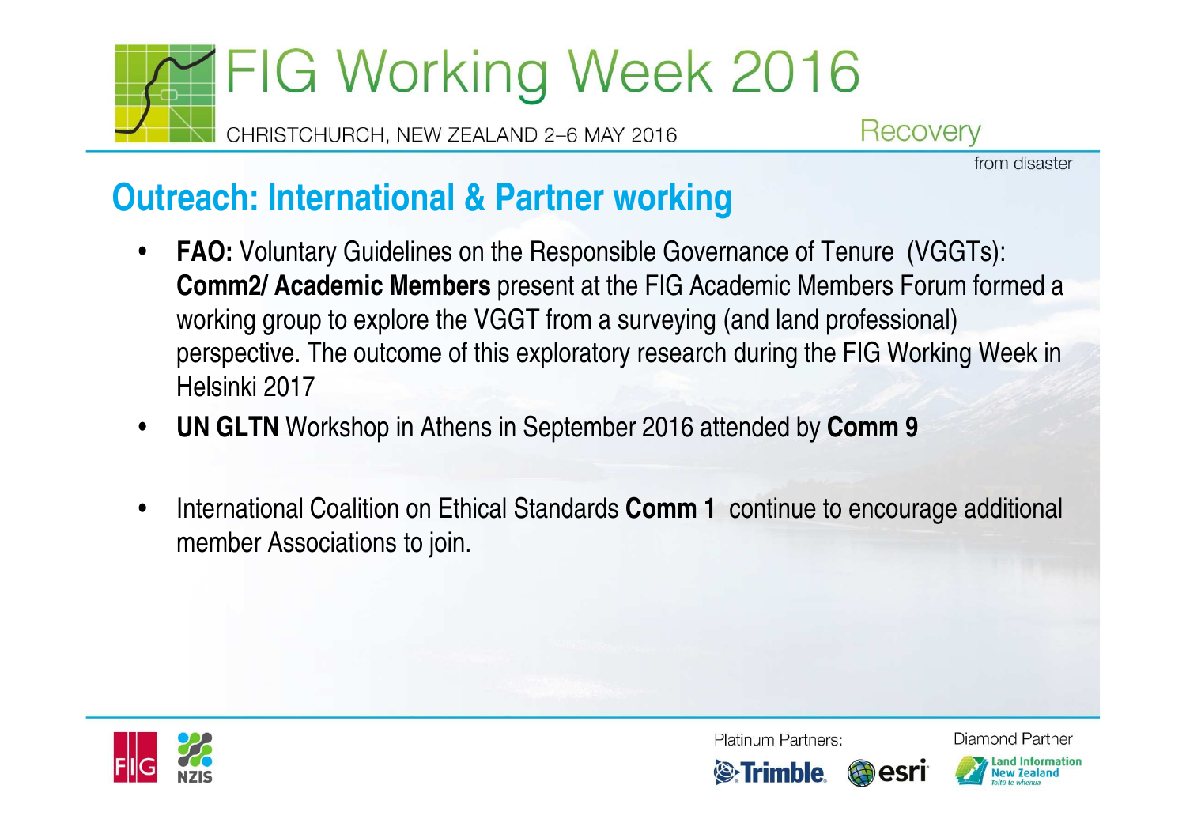## Outreach: International & Partner working

- **FAO:** Voluntary Guidelines on the Responsible Governance of Tenure (VGGTs): **Comm2/ Academic Members** present at the FIG Academic Members Forum formed a working group to explore the VGGT from a surveying (and land professional) perspective. The outcome of this exploratory research during the FIG Working Week in Helsinki 2017
- **UN GLTN** Workshop in Athens in September 2016 attended by **Comm 9**
- International Coalition on Ethical Standards **Comm 1** continue to encourage additional member Associations to join.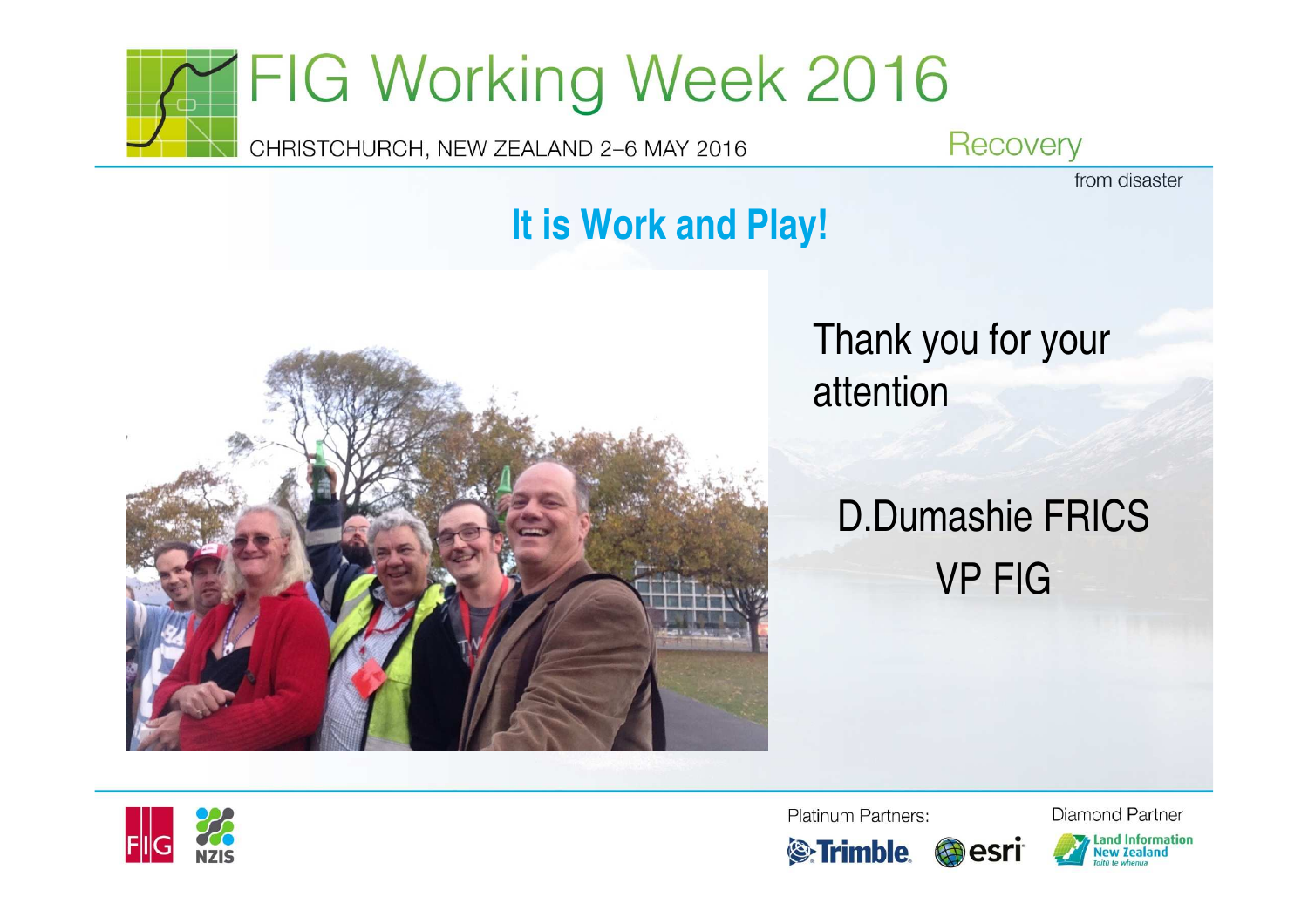## It is Work and Play!

Thank you for your attention

D.Dumashie FRICS
VP FIG